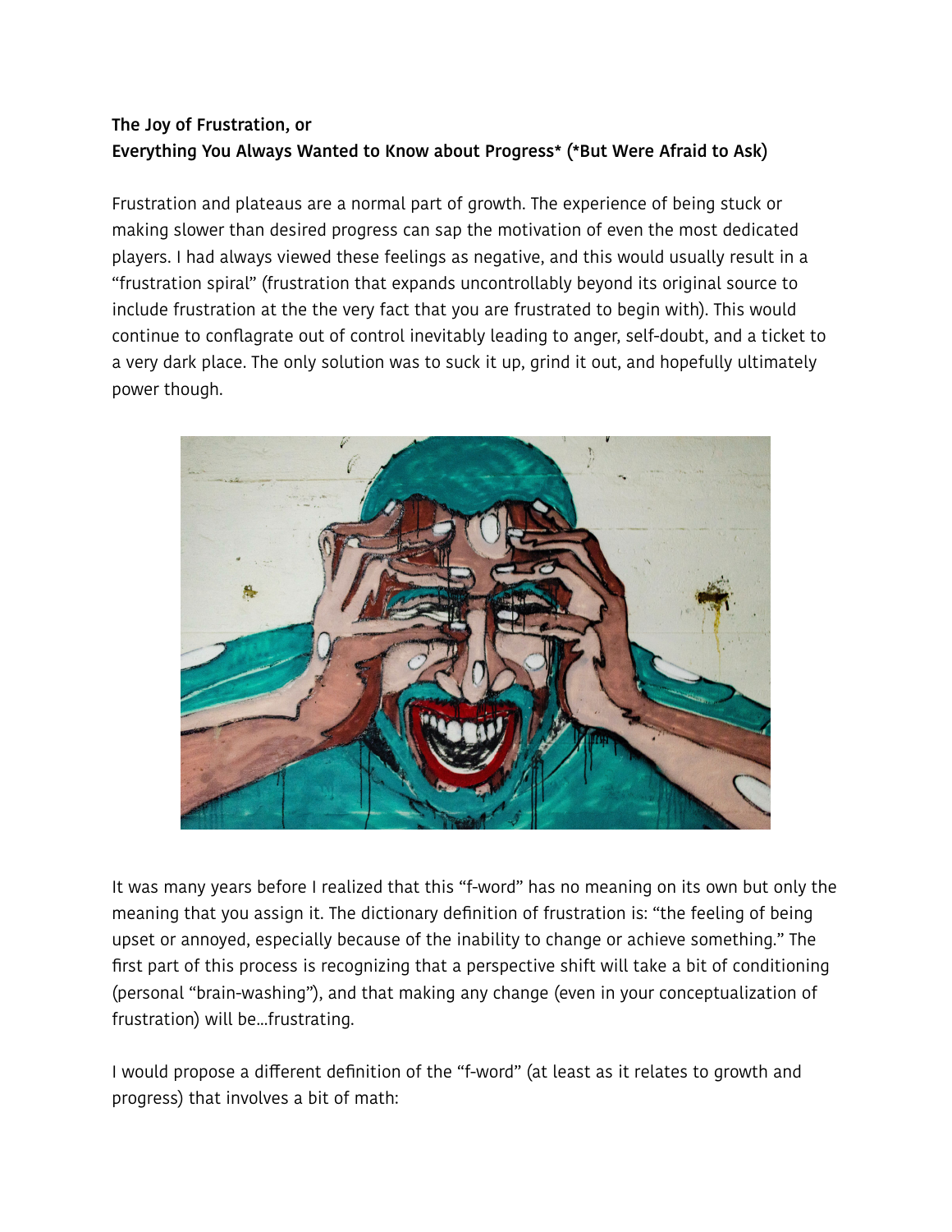**The Joy of Frustration, or**
**Everything You Always Wanted to Know about Progress* (*But Were Afraid to Ask)**

Frustration and plateaus are a normal part of growth. The experience of being stuck or making slower than desired progress can sap the motivation of even the most dedicated players. I had always viewed these feelings as negative, and this would usually result in a "frustration spiral" (frustration that expands uncontrollably beyond its original source to include frustration at the the very fact that you are frustrated to begin with). This would continue to conflagrate out of control inevitably leading to anger, self-doubt, and a ticket to a very dark place. The only solution was to suck it up, grind it out, and hopefully ultimately power though.

It was many years before I realized that this "f-word" has no meaning on its own but only the meaning that you assign it. The dictionary definition of frustration is: "the feeling of being upset or annoyed, especially because of the inability to change or achieve something." The first part of this process is recognizing that a perspective shift will take a bit of conditioning (personal "brain-washing"), and that making any change (even in your conceptualization of frustration) will be…frustrating.

I would propose a different definition of the "f-word" (at least as it relates to growth and progress) that involves a bit of math: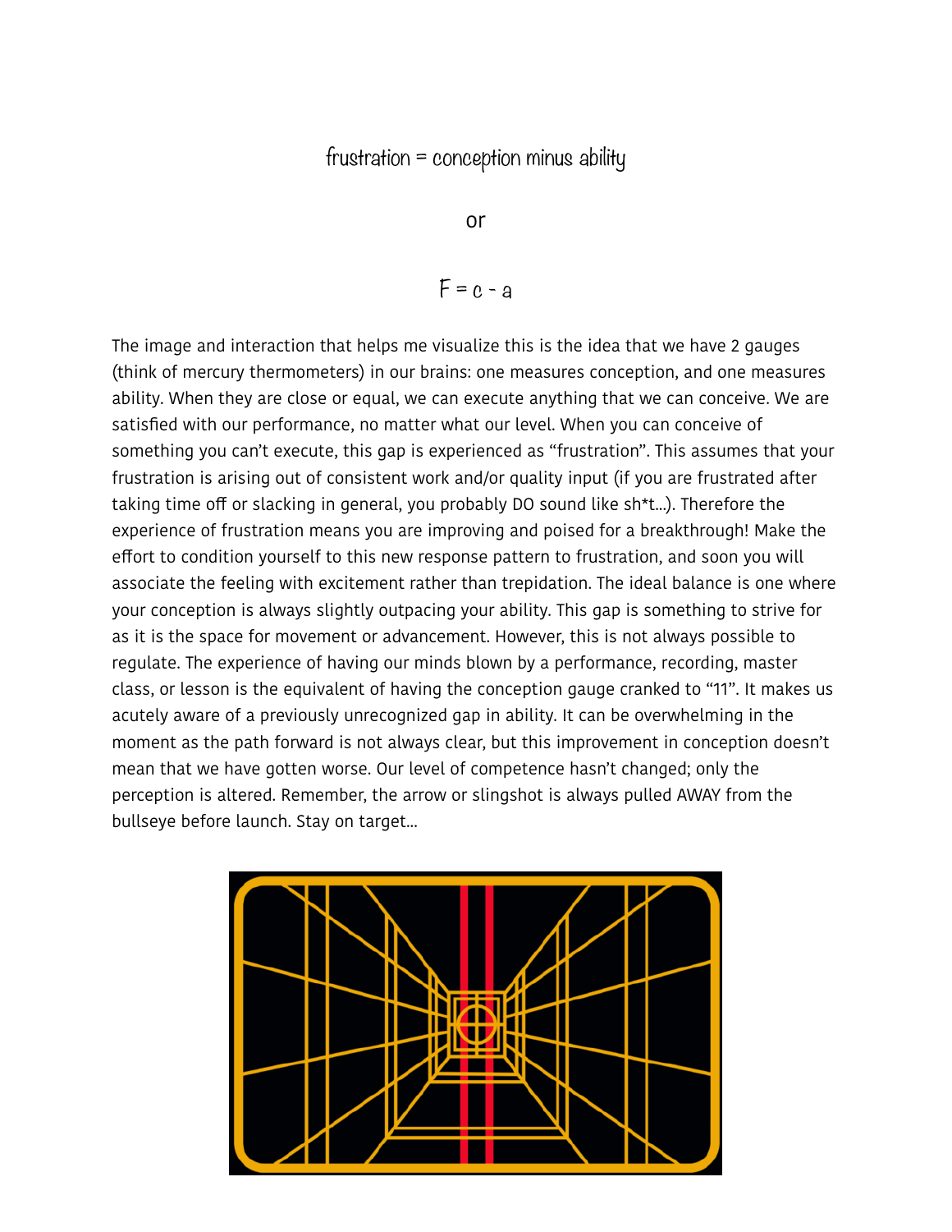frustration = conception minus ability

or

$$F = c - a$$

The image and interaction that helps me visualize this is the idea that we have 2 gauges (think of mercury thermometers) in our brains: one measures conception, and one measures ability. When they are close or equal, we can execute anything that we can conceive. We are satisfied with our performance, no matter what our level. When you can conceive of something you can't execute, this gap is experienced as "frustration". This assumes that your frustration is arising out of consistent work and/or quality input (if you are frustrated after taking time off or slacking in general, you probably DO sound like sh*t...). Therefore the experience of frustration means you are improving and poised for a breakthrough! Make the effort to condition yourself to this new response pattern to frustration, and soon you will associate the feeling with excitement rather than trepidation. The ideal balance is one where your conception is always slightly outpacing your ability. This gap is something to strive for as it is the space for movement or advancement. However, this is not always possible to regulate. The experience of having our minds blown by a performance, recording, master class, or lesson is the equivalent of having the conception gauge cranked to "11". It makes us acutely aware of a previously unrecognized gap in ability. It can be overwhelming in the moment as the path forward is not always clear, but this improvement in conception doesn't mean that we have gotten worse. Our level of competence hasn't changed; only the perception is altered. Remember, the arrow or slingshot is always pulled AWAY from the bullseye before launch. Stay on target...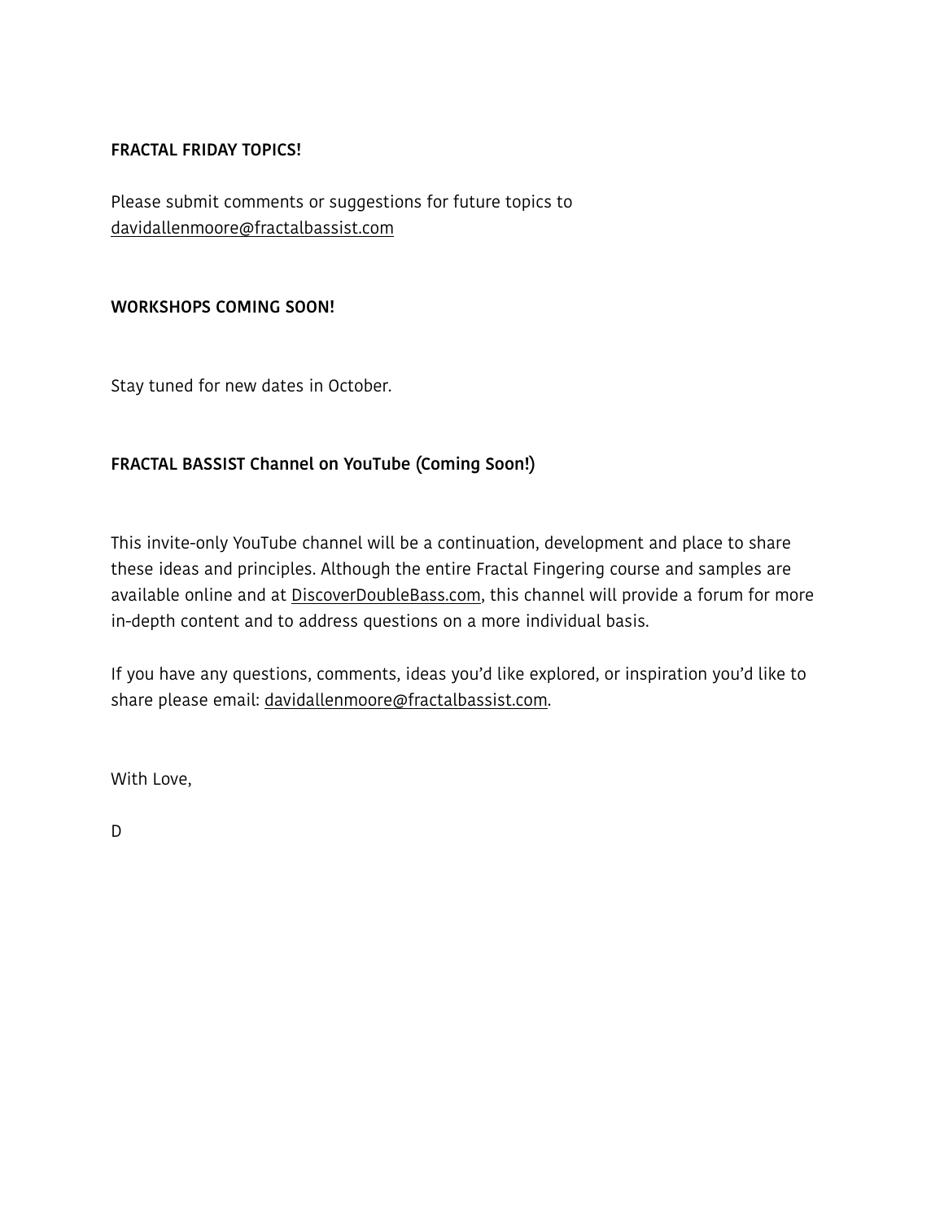**FRACTAL FRIDAY TOPICS!**

Please submit comments or suggestions for future topics to davidallenmoore@fractalbassist.com

**WORKSHOPS COMING SOON!**

Stay tuned for new dates in October.

**FRACTAL BASSIST Channel on YouTube (Coming Soon!)**

This invite-only YouTube channel will be a continuation, development and place to share these ideas and principles. Although the entire Fractal Fingering course and samples are available online and at DiscoverDoubleBass.com, this channel will provide a forum for more in-depth content and to address questions on a more individual basis.

If you have any questions, comments, ideas you'd like explored, or inspiration you'd like to share please email: davidallenmoore@fractalbassist.com.

With Love,

D